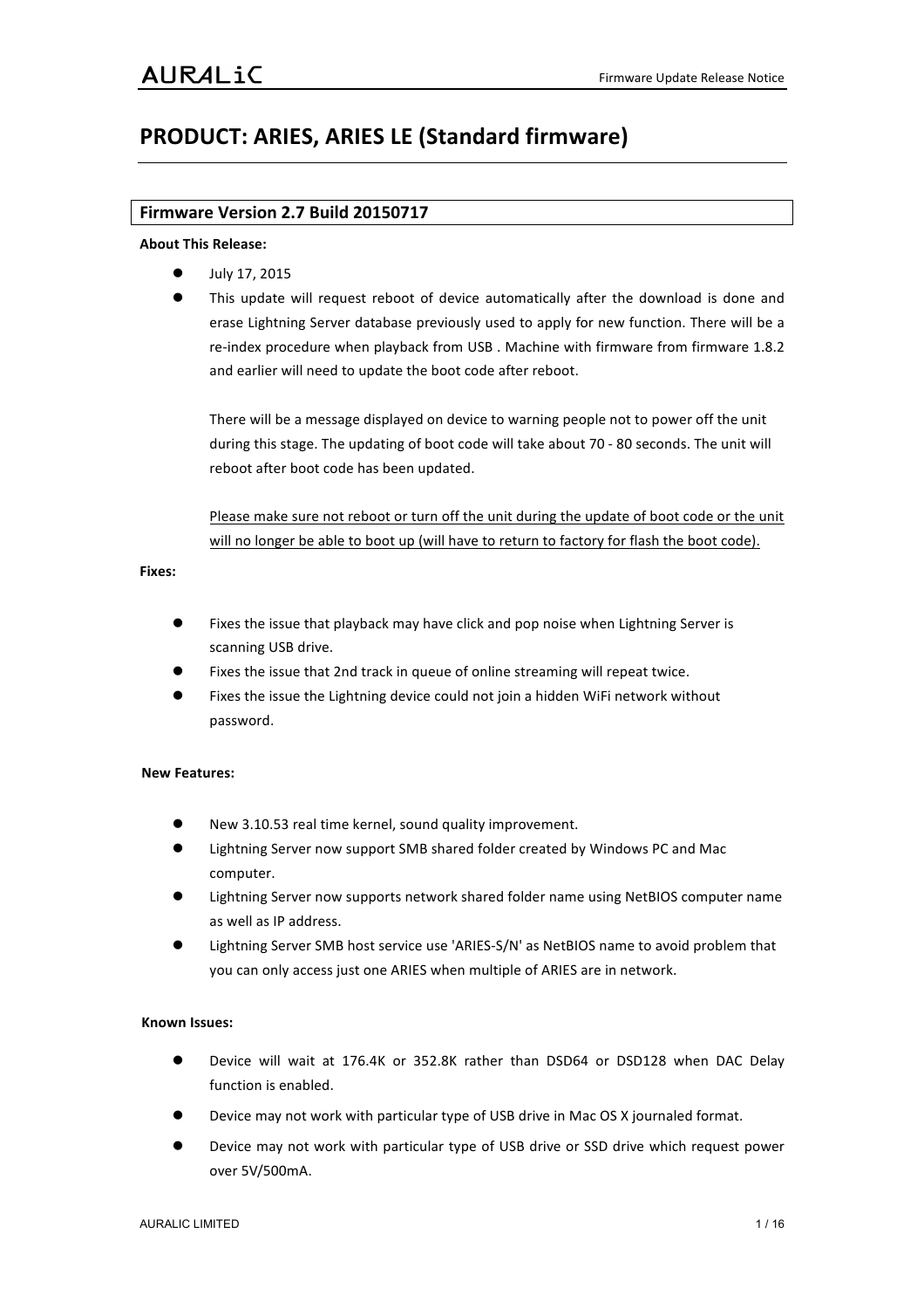# PRODUCT: ARIES, ARIES LE (Standard firmware)

## Firmware Version 2.7 Build 20150717

**About This Release:**

- July 17, 2015
- This update will request reboot of device automatically after the download is done and erase Lightning Server database previously used to apply for new function. There will be a re-index procedure when playback from USB . Machine with firmware from firmware 1.8.2 and earlier will need to update the boot code after reboot.

  There will be a message displayed on device to warning people not to power off the unit during this stage. The updating of boot code will take about 70 - 80 seconds. The unit will reboot after boot code has been updated.

  <u>Please make sure not reboot or turn off the unit during the update of boot code or the unit will no longer be able to boot up (will have to return to factory for flash the boot code).</u>

**Fixes:**

- Fixes the issue that playback may have click and pop noise when Lightning Server is scanning USB drive.
- Fixes the issue that 2nd track in queue of online streaming will repeat twice.
- Fixes the issue the Lightning device could not join a hidden WiFi network without password.

**New Features:**

- New 3.10.53 real time kernel, sound quality improvement.
- Lightning Server now support SMB shared folder created by Windows PC and Mac computer.
- Lightning Server now supports network shared folder name using NetBIOS computer name as well as IP address.
- Lightning Server SMB host service use 'ARIES-S/N' as NetBIOS name to avoid problem that you can only access just one ARIES when multiple of ARIES are in network.

**Known Issues:**

- Device will wait at 176.4K or 352.8K rather than DSD64 or DSD128 when DAC Delay function is enabled.
- Device may not work with particular type of USB drive in Mac OS X journaled format.
- Device may not work with particular type of USB drive or SSD drive which request power over 5V/500mA.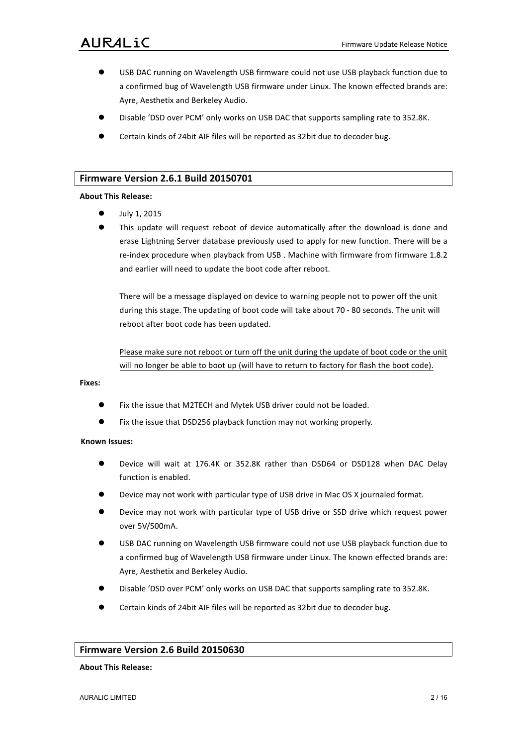- USB DAC running on Wavelength USB firmware could not use USB playback function due to a confirmed bug of Wavelength USB firmware under Linux. The known effected brands are: Ayre, Aesthetix and Berkeley Audio.
- Disable 'DSD over PCM' only works on USB DAC that supports sampling rate to 352.8K.
- Certain kinds of 24bit AIF files will be reported as 32bit due to decoder bug.

## Firmware Version 2.6.1 Build 20150701

**About This Release:**

- July 1, 2015
- This update will request reboot of device automatically after the download is done and erase Lightning Server database previously used to apply for new function. There will be a re-index procedure when playback from USB . Machine with firmware from firmware 1.8.2 and earlier will need to update the boot code after reboot.

  There will be a message displayed on device to warning people not to power off the unit during this stage. The updating of boot code will take about 70 - 80 seconds. The unit will reboot after boot code has been updated.

  Please make sure not reboot or turn off the unit during the update of boot code or the unit will no longer be able to boot up (will have to return to factory for flash the boot code).

**Fixes:**

- Fix the issue that M2TECH and Mytek USB driver could not be loaded.
- Fix the issue that DSD256 playback function may not working properly.

**Known Issues:**

- Device will wait at 176.4K or 352.8K rather than DSD64 or DSD128 when DAC Delay function is enabled.
- Device may not work with particular type of USB drive in Mac OS X journaled format.
- Device may not work with particular type of USB drive or SSD drive which request power over 5V/500mA.
- USB DAC running on Wavelength USB firmware could not use USB playback function due to a confirmed bug of Wavelength USB firmware under Linux. The known effected brands are: Ayre, Aesthetix and Berkeley Audio.
- Disable 'DSD over PCM' only works on USB DAC that supports sampling rate to 352.8K.
- Certain kinds of 24bit AIF files will be reported as 32bit due to decoder bug.

## Firmware Version 2.6 Build 20150630

**About This Release:**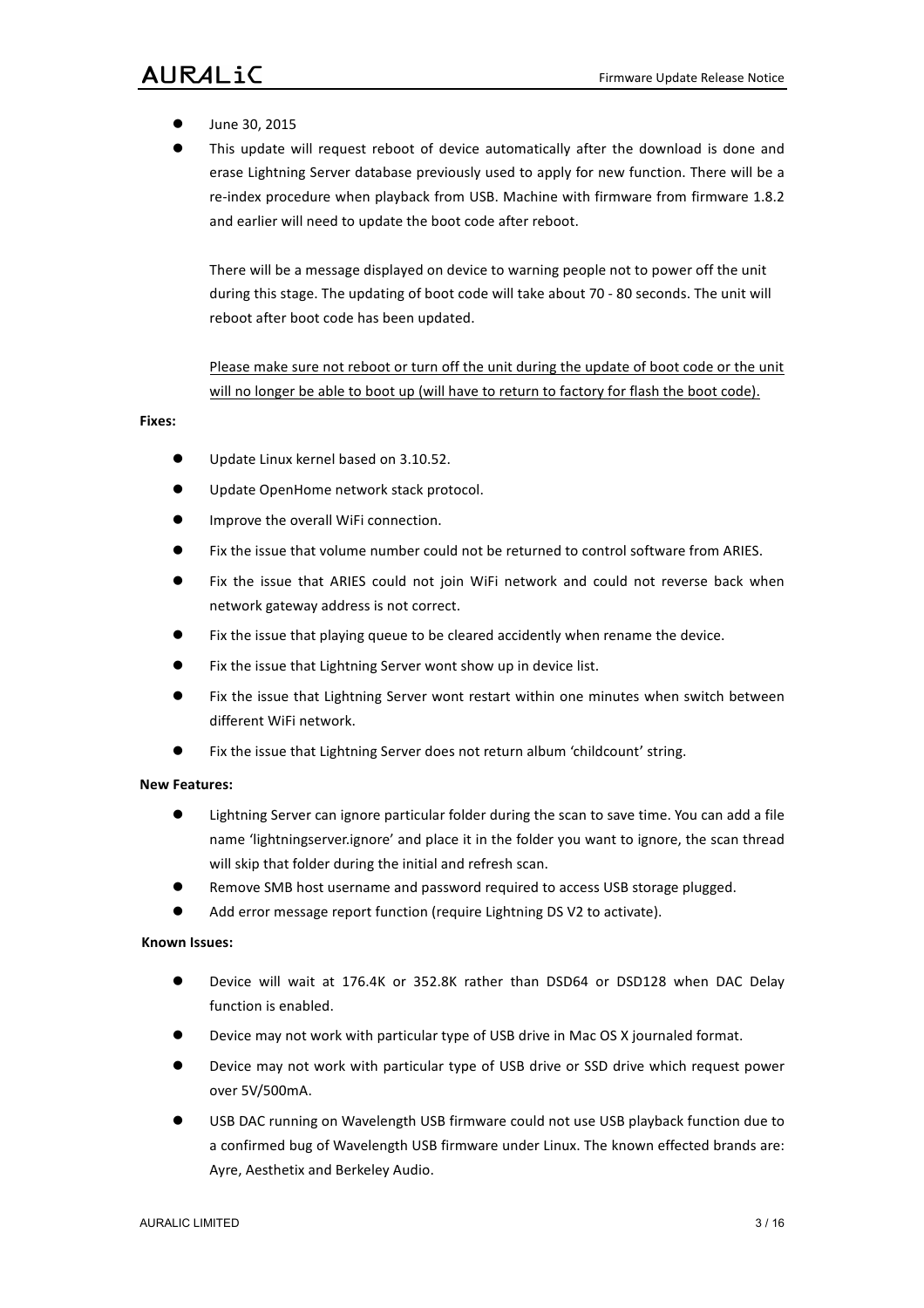- June 30, 2015
- This update will request reboot of device automatically after the download is done and erase Lightning Server database previously used to apply for new function. There will be a re-index procedure when playback from USB. Machine with firmware from firmware 1.8.2 and earlier will need to update the boot code after reboot.

  There will be a message displayed on device to warning people not to power off the unit during this stage. The updating of boot code will take about 70 - 80 seconds. The unit will reboot after boot code has been updated.

  Please make sure not reboot or turn off the unit during the update of boot code or the unit will no longer be able to boot up (will have to return to factory for flash the boot code).

**Fixes:**

- Update Linux kernel based on 3.10.52.
- Update OpenHome network stack protocol.
- Improve the overall WiFi connection.
- Fix the issue that volume number could not be returned to control software from ARIES.
- Fix the issue that ARIES could not join WiFi network and could not reverse back when network gateway address is not correct.
- Fix the issue that playing queue to be cleared accidently when rename the device.
- Fix the issue that Lightning Server wont show up in device list.
- Fix the issue that Lightning Server wont restart within one minutes when switch between different WiFi network.
- Fix the issue that Lightning Server does not return album 'childcount' string.

**New Features:**

- Lightning Server can ignore particular folder during the scan to save time. You can add a file name 'lightningserver.ignore' and place it in the folder you want to ignore, the scan thread will skip that folder during the initial and refresh scan.
- Remove SMB host username and password required to access USB storage plugged.
- Add error message report function (require Lightning DS V2 to activate).

**Known Issues:**

- Device will wait at 176.4K or 352.8K rather than DSD64 or DSD128 when DAC Delay function is enabled.
- Device may not work with particular type of USB drive in Mac OS X journaled format.
- Device may not work with particular type of USB drive or SSD drive which request power over 5V/500mA.
- USB DAC running on Wavelength USB firmware could not use USB playback function due to a confirmed bug of Wavelength USB firmware under Linux. The known effected brands are: Ayre, Aesthetix and Berkeley Audio.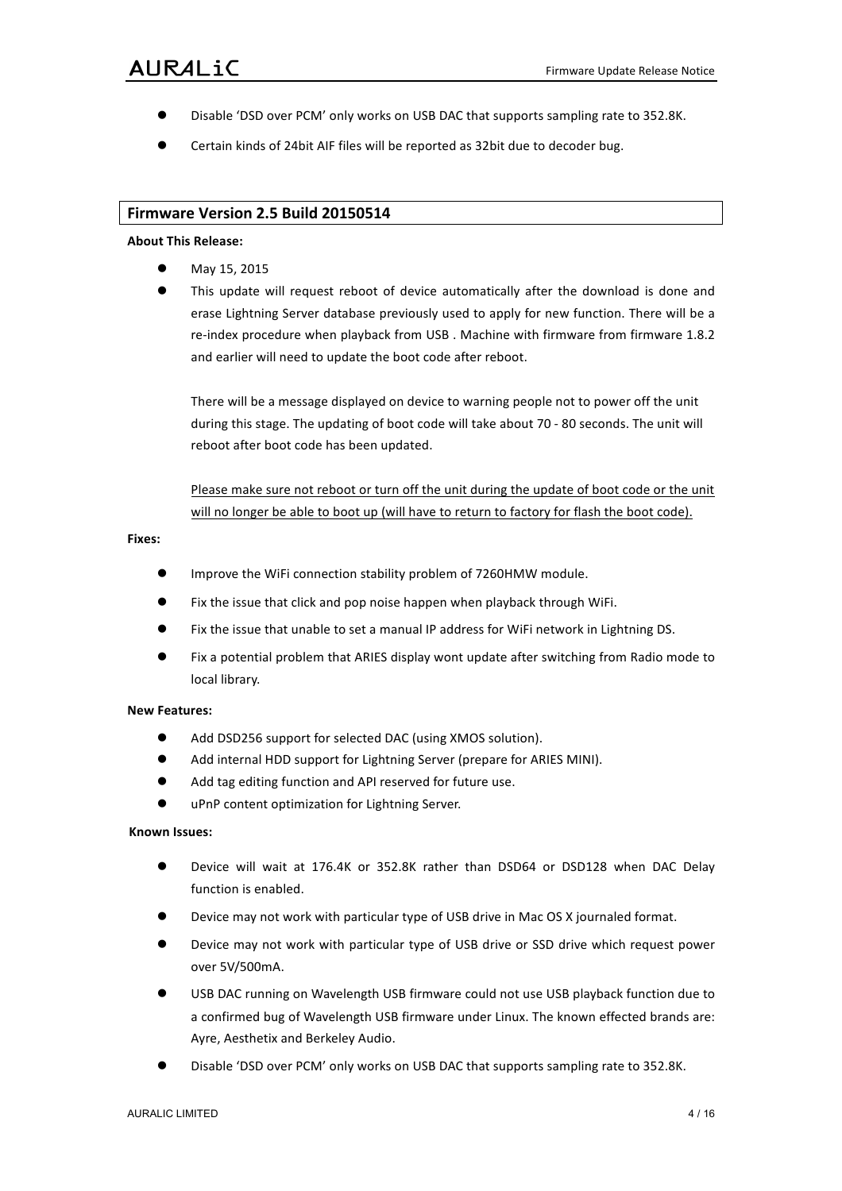- Disable 'DSD over PCM' only works on USB DAC that supports sampling rate to 352.8K.
- Certain kinds of 24bit AIF files will be reported as 32bit due to decoder bug.

## Firmware Version 2.5 Build 20150514

**About This Release:**

- May 15, 2015
- This update will request reboot of device automatically after the download is done and erase Lightning Server database previously used to apply for new function. There will be a re-index procedure when playback from USB . Machine with firmware from firmware 1.8.2 and earlier will need to update the boot code after reboot.

  There will be a message displayed on device to warning people not to power off the unit during this stage. The updating of boot code will take about 70 - 80 seconds. The unit will reboot after boot code has been updated.

  <u>Please make sure not reboot or turn off the unit during the update of boot code or the unit will no longer be able to boot up (will have to return to factory for flash the boot code).</u>

**Fixes:**

- Improve the WiFi connection stability problem of 7260HMW module.
- Fix the issue that click and pop noise happen when playback through WiFi.
- Fix the issue that unable to set a manual IP address for WiFi network in Lightning DS.
- Fix a potential problem that ARIES display wont update after switching from Radio mode to local library.

**New Features:**

- Add DSD256 support for selected DAC (using XMOS solution).
- Add internal HDD support for Lightning Server (prepare for ARIES MINI).
- Add tag editing function and API reserved for future use.
- uPnP content optimization for Lightning Server.

**Known Issues:**

- Device will wait at 176.4K or 352.8K rather than DSD64 or DSD128 when DAC Delay function is enabled.
- Device may not work with particular type of USB drive in Mac OS X journaled format.
- Device may not work with particular type of USB drive or SSD drive which request power over 5V/500mA.
- USB DAC running on Wavelength USB firmware could not use USB playback function due to a confirmed bug of Wavelength USB firmware under Linux. The known effected brands are: Ayre, Aesthetix and Berkeley Audio.
- Disable 'DSD over PCM' only works on USB DAC that supports sampling rate to 352.8K.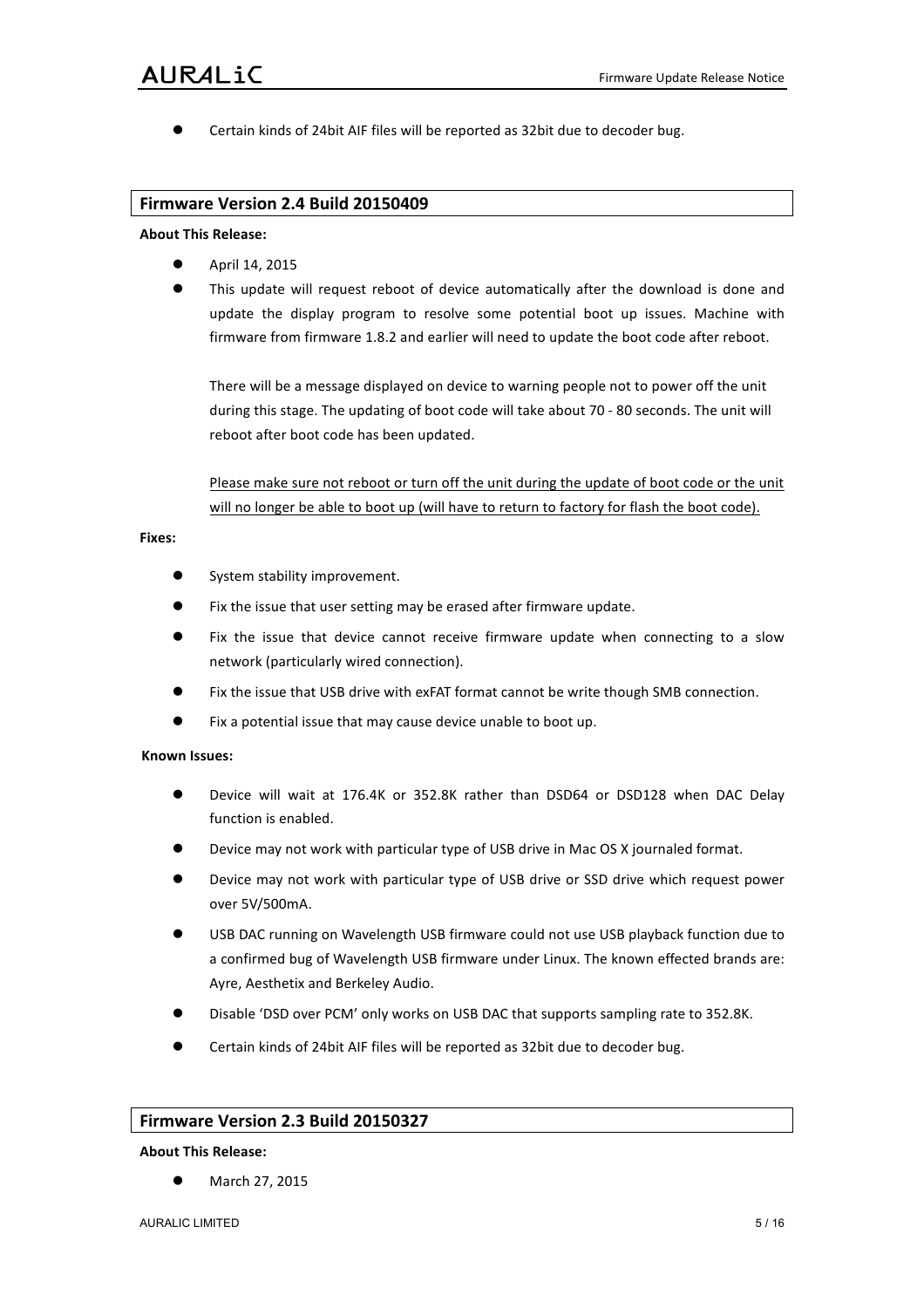- Certain kinds of 24bit AIF files will be reported as 32bit due to decoder bug.

## Firmware Version 2.4 Build 20150409

**About This Release:**

- April 14, 2015
- This update will request reboot of device automatically after the download is done and update the display program to resolve some potential boot up issues. Machine with firmware from firmware 1.8.2 and earlier will need to update the boot code after reboot.

  There will be a message displayed on device to warning people not to power off the unit during this stage. The updating of boot code will take about 70 - 80 seconds. The unit will reboot after boot code has been updated.

  <u>Please make sure not reboot or turn off the unit during the update of boot code or the unit will no longer be able to boot up (will have to return to factory for flash the boot code).</u>

**Fixes:**

- System stability improvement.
- Fix the issue that user setting may be erased after firmware update.
- Fix the issue that device cannot receive firmware update when connecting to a slow network (particularly wired connection).
- Fix the issue that USB drive with exFAT format cannot be write though SMB connection.
- Fix a potential issue that may cause device unable to boot up.

**Known Issues:**

- Device will wait at 176.4K or 352.8K rather than DSD64 or DSD128 when DAC Delay function is enabled.
- Device may not work with particular type of USB drive in Mac OS X journaled format.
- Device may not work with particular type of USB drive or SSD drive which request power over 5V/500mA.
- USB DAC running on Wavelength USB firmware could not use USB playback function due to a confirmed bug of Wavelength USB firmware under Linux. The known effected brands are: Ayre, Aesthetix and Berkeley Audio.
- Disable 'DSD over PCM' only works on USB DAC that supports sampling rate to 352.8K.
- Certain kinds of 24bit AIF files will be reported as 32bit due to decoder bug.

## Firmware Version 2.3 Build 20150327

**About This Release:**

- March 27, 2015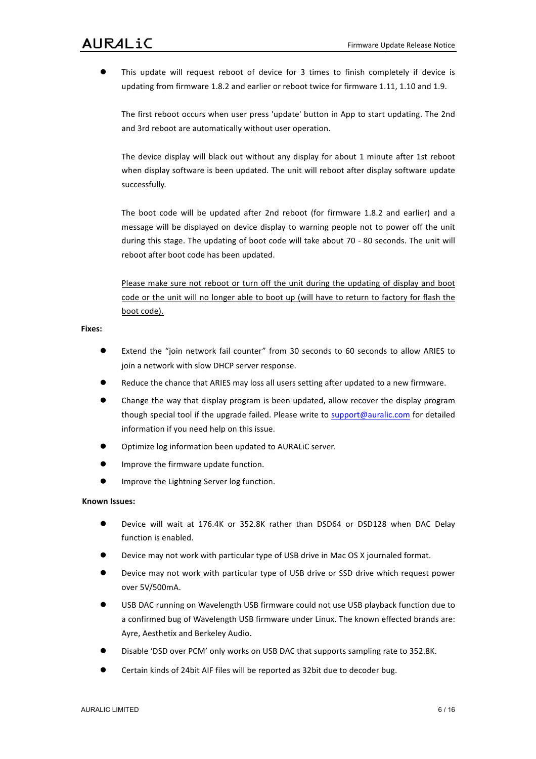- This update will request reboot of device for 3 times to finish completely if device is updating from firmware 1.8.2 and earlier or reboot twice for firmware 1.11, 1.10 and 1.9.

  The first reboot occurs when user press 'update' button in App to start updating. The 2nd and 3rd reboot are automatically without user operation.

  The device display will black out without any display for about 1 minute after 1st reboot when display software is been updated. The unit will reboot after display software update successfully.

  The boot code will be updated after 2nd reboot (for firmware 1.8.2 and earlier) and a message will be displayed on device display to warning people not to power off the unit during this stage. The updating of boot code will take about 70 - 80 seconds. The unit will reboot after boot code has been updated.

  <u>Please make sure not reboot or turn off the unit during the updating of display and boot code or the unit will no longer able to boot up (will have to return to factory for flash the boot code).</u>

**Fixes:**

- Extend the "join network fail counter" from 30 seconds to 60 seconds to allow ARIES to join a network with slow DHCP server response.
- Reduce the chance that ARIES may loss all users setting after updated to a new firmware.
- Change the way that display program is been updated, allow recover the display program though special tool if the upgrade failed. Please write to support@auralic.com for detailed information if you need help on this issue.
- Optimize log information been updated to AURALiC server.
- Improve the firmware update function.
- Improve the Lightning Server log function.

**Known Issues:**

- Device will wait at 176.4K or 352.8K rather than DSD64 or DSD128 when DAC Delay function is enabled.
- Device may not work with particular type of USB drive in Mac OS X journaled format.
- Device may not work with particular type of USB drive or SSD drive which request power over 5V/500mA.
- USB DAC running on Wavelength USB firmware could not use USB playback function due to a confirmed bug of Wavelength USB firmware under Linux. The known effected brands are: Ayre, Aesthetix and Berkeley Audio.
- Disable 'DSD over PCM' only works on USB DAC that supports sampling rate to 352.8K.
- Certain kinds of 24bit AIF files will be reported as 32bit due to decoder bug.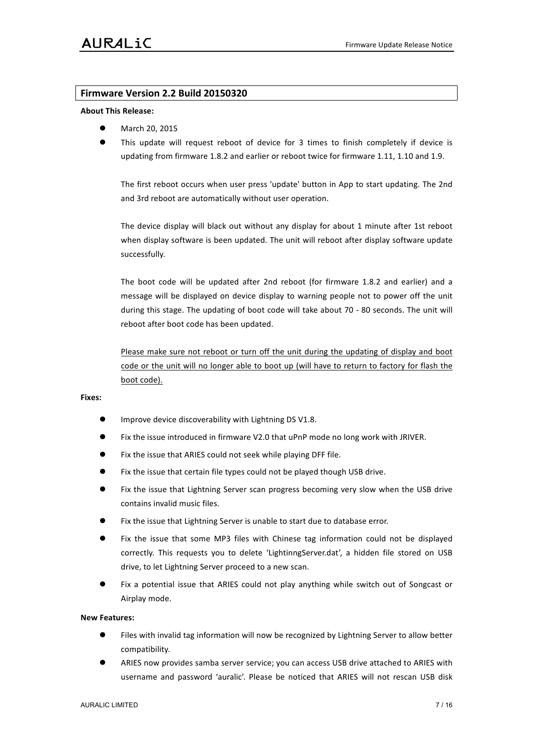## Firmware Version 2.2 Build 20150320

**About This Release:**

- March 20, 2015
- This update will request reboot of device for 3 times to finish completely if device is updating from firmware 1.8.2 and earlier or reboot twice for firmware 1.11, 1.10 and 1.9.

  The first reboot occurs when user press 'update' button in App to start updating. The 2nd and 3rd reboot are automatically without user operation.

  The device display will black out without any display for about 1 minute after 1st reboot when display software is been updated. The unit will reboot after display software update successfully.

  The boot code will be updated after 2nd reboot (for firmware 1.8.2 and earlier) and a message will be displayed on device display to warning people not to power off the unit during this stage. The updating of boot code will take about 70 - 80 seconds. The unit will reboot after boot code has been updated.

  <u>Please make sure not reboot or turn off the unit during the updating of display and boot code or the unit will no longer able to boot up (will have to return to factory for flash the boot code).</u>

**Fixes:**

- Improve device discoverability with Lightning DS V1.8.
- Fix the issue introduced in firmware V2.0 that uPnP mode no long work with JRIVER.
- Fix the issue that ARIES could not seek while playing DFF file.
- Fix the issue that certain file types could not be played though USB drive.
- Fix the issue that Lightning Server scan progress becoming very slow when the USB drive contains invalid music files.
- Fix the issue that Lightning Server is unable to start due to database error.
- Fix the issue that some MP3 files with Chinese tag information could not be displayed correctly. This requests you to delete 'LightinngServer.dat', a hidden file stored on USB drive, to let Lightning Server proceed to a new scan.
- Fix a potential issue that ARIES could not play anything while switch out of Songcast or Airplay mode.

**New Features:**

- Files with invalid tag information will now be recognized by Lightning Server to allow better compatibility.
- ARIES now provides samba server service; you can access USB drive attached to ARIES with username and password 'auralic'. Please be noticed that ARIES will not rescan USB disk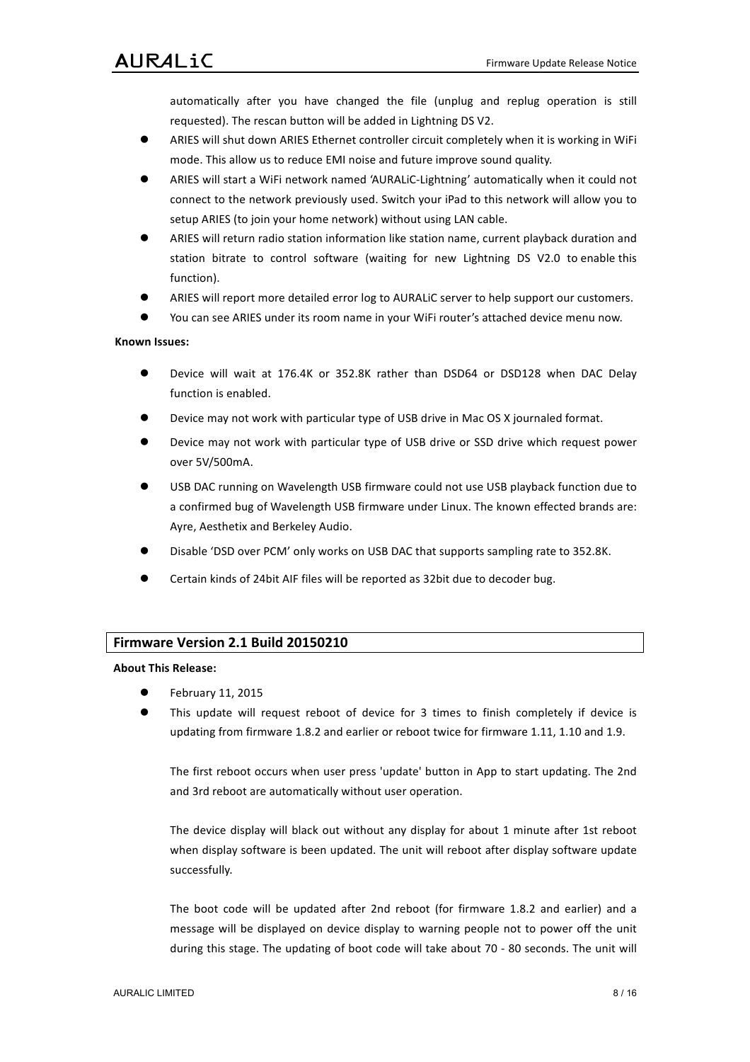automatically after you have changed the file (unplug and replug operation is still requested). The rescan button will be added in Lightning DS V2.

- ARIES will shut down ARIES Ethernet controller circuit completely when it is working in WiFi mode. This allow us to reduce EMI noise and future improve sound quality.
- ARIES will start a WiFi network named 'AURALiC-Lightning' automatically when it could not connect to the network previously used. Switch your iPad to this network will allow you to setup ARIES (to join your home network) without using LAN cable.
- ARIES will return radio station information like station name, current playback duration and station bitrate to control software (waiting for new Lightning DS V2.0 to enable this function).
- ARIES will report more detailed error log to AURALiC server to help support our customers.
- You can see ARIES under its room name in your WiFi router's attached device menu now.

**Known Issues:**

- Device will wait at 176.4K or 352.8K rather than DSD64 or DSD128 when DAC Delay function is enabled.
- Device may not work with particular type of USB drive in Mac OS X journaled format.
- Device may not work with particular type of USB drive or SSD drive which request power over 5V/500mA.
- USB DAC running on Wavelength USB firmware could not use USB playback function due to a confirmed bug of Wavelength USB firmware under Linux. The known effected brands are: Ayre, Aesthetix and Berkeley Audio.
- Disable 'DSD over PCM' only works on USB DAC that supports sampling rate to 352.8K.
- Certain kinds of 24bit AIF files will be reported as 32bit due to decoder bug.

## Firmware Version 2.1 Build 20150210

**About This Release:**

- February 11, 2015
- This update will request reboot of device for 3 times to finish completely if device is updating from firmware 1.8.2 and earlier or reboot twice for firmware 1.11, 1.10 and 1.9.

  The first reboot occurs when user press 'update' button in App to start updating. The 2nd and 3rd reboot are automatically without user operation.

  The device display will black out without any display for about 1 minute after 1st reboot when display software is been updated. The unit will reboot after display software update successfully.

  The boot code will be updated after 2nd reboot (for firmware 1.8.2 and earlier) and a message will be displayed on device display to warning people not to power off the unit during this stage. The updating of boot code will take about 70 - 80 seconds. The unit will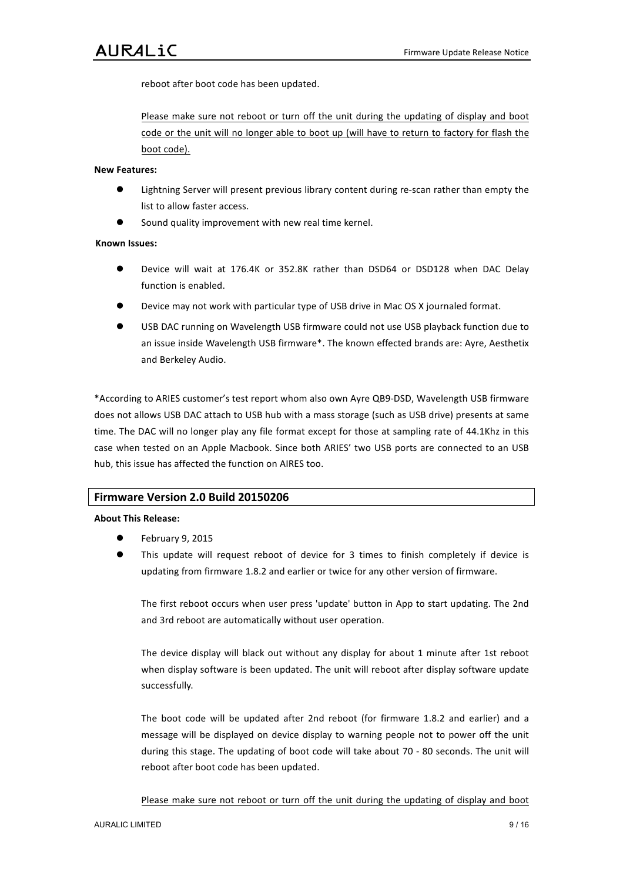reboot after boot code has been updated.

Please make sure not reboot or turn off the unit during the updating of display and boot code or the unit will no longer able to boot up (will have to return to factory for flash the boot code).

**New Features:**

- Lightning Server will present previous library content during re-scan rather than empty the list to allow faster access.
- Sound quality improvement with new real time kernel.

**Known Issues:**

- Device will wait at 176.4K or 352.8K rather than DSD64 or DSD128 when DAC Delay function is enabled.
- Device may not work with particular type of USB drive in Mac OS X journaled format.
- USB DAC running on Wavelength USB firmware could not use USB playback function due to an issue inside Wavelength USB firmware*. The known effected brands are: Ayre, Aesthetix and Berkeley Audio.

*According to ARIES customer's test report whom also own Ayre QB9-DSD, Wavelength USB firmware does not allows USB DAC attach to USB hub with a mass storage (such as USB drive) presents at same time. The DAC will no longer play any file format except for those at sampling rate of 44.1Khz in this case when tested on an Apple Macbook. Since both ARIES' two USB ports are connected to an USB hub, this issue has affected the function on AIRES too.

## Firmware Version 2.0 Build 20150206

**About This Release:**

- February 9, 2015
- This update will request reboot of device for 3 times to finish completely if device is updating from firmware 1.8.2 and earlier or twice for any other version of firmware.

  The first reboot occurs when user press 'update' button in App to start updating. The 2nd and 3rd reboot are automatically without user operation.

  The device display will black out without any display for about 1 minute after 1st reboot when display software is been updated. The unit will reboot after display software update successfully.

  The boot code will be updated after 2nd reboot (for firmware 1.8.2 and earlier) and a message will be displayed on device display to warning people not to power off the unit during this stage. The updating of boot code will take about 70 - 80 seconds. The unit will reboot after boot code has been updated.

  Please make sure not reboot or turn off the unit during the updating of display and boot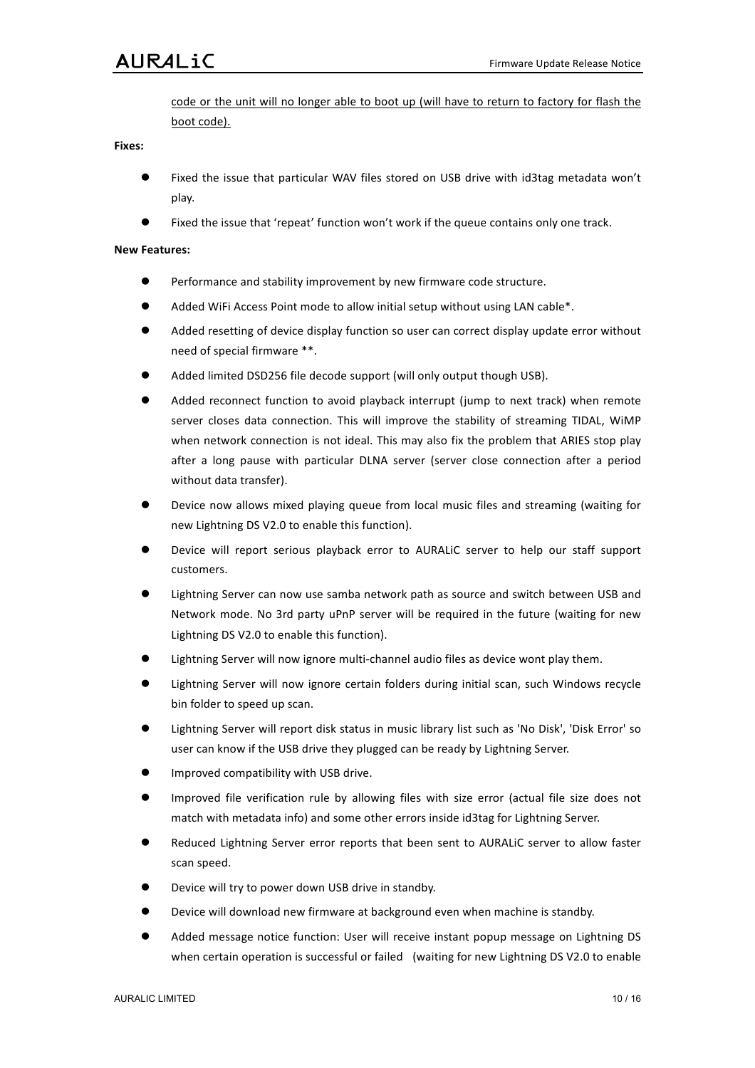<u>code or the unit will no longer able to boot up (will have to return to factory for flash the boot code).</u>

**Fixes:**

- Fixed the issue that particular WAV files stored on USB drive with id3tag metadata won't play.
- Fixed the issue that 'repeat' function won't work if the queue contains only one track.

**New Features:**

- Performance and stability improvement by new firmware code structure.
- Added WiFi Access Point mode to allow initial setup without using LAN cable*.
- Added resetting of device display function so user can correct display update error without need of special firmware **.
- Added limited DSD256 file decode support (will only output though USB).
- Added reconnect function to avoid playback interrupt (jump to next track) when remote server closes data connection. This will improve the stability of streaming TIDAL, WiMP when network connection is not ideal. This may also fix the problem that ARIES stop play after a long pause with particular DLNA server (server close connection after a period without data transfer).
- Device now allows mixed playing queue from local music files and streaming (waiting for new Lightning DS V2.0 to enable this function).
- Device will report serious playback error to AURALiC server to help our staff support customers.
- Lightning Server can now use samba network path as source and switch between USB and Network mode. No 3rd party uPnP server will be required in the future (waiting for new Lightning DS V2.0 to enable this function).
- Lightning Server will now ignore multi-channel audio files as device wont play them.
- Lightning Server will now ignore certain folders during initial scan, such Windows recycle bin folder to speed up scan.
- Lightning Server will report disk status in music library list such as 'No Disk', 'Disk Error' so user can know if the USB drive they plugged can be ready by Lightning Server.
- Improved compatibility with USB drive.
- Improved file verification rule by allowing files with size error (actual file size does not match with metadata info) and some other errors inside id3tag for Lightning Server.
- Reduced Lightning Server error reports that been sent to AURALiC server to allow faster scan speed.
- Device will try to power down USB drive in standby.
- Device will download new firmware at background even when machine is standby.
- Added message notice function: User will receive instant popup message on Lightning DS when certain operation is successful or failed (waiting for new Lightning DS V2.0 to enable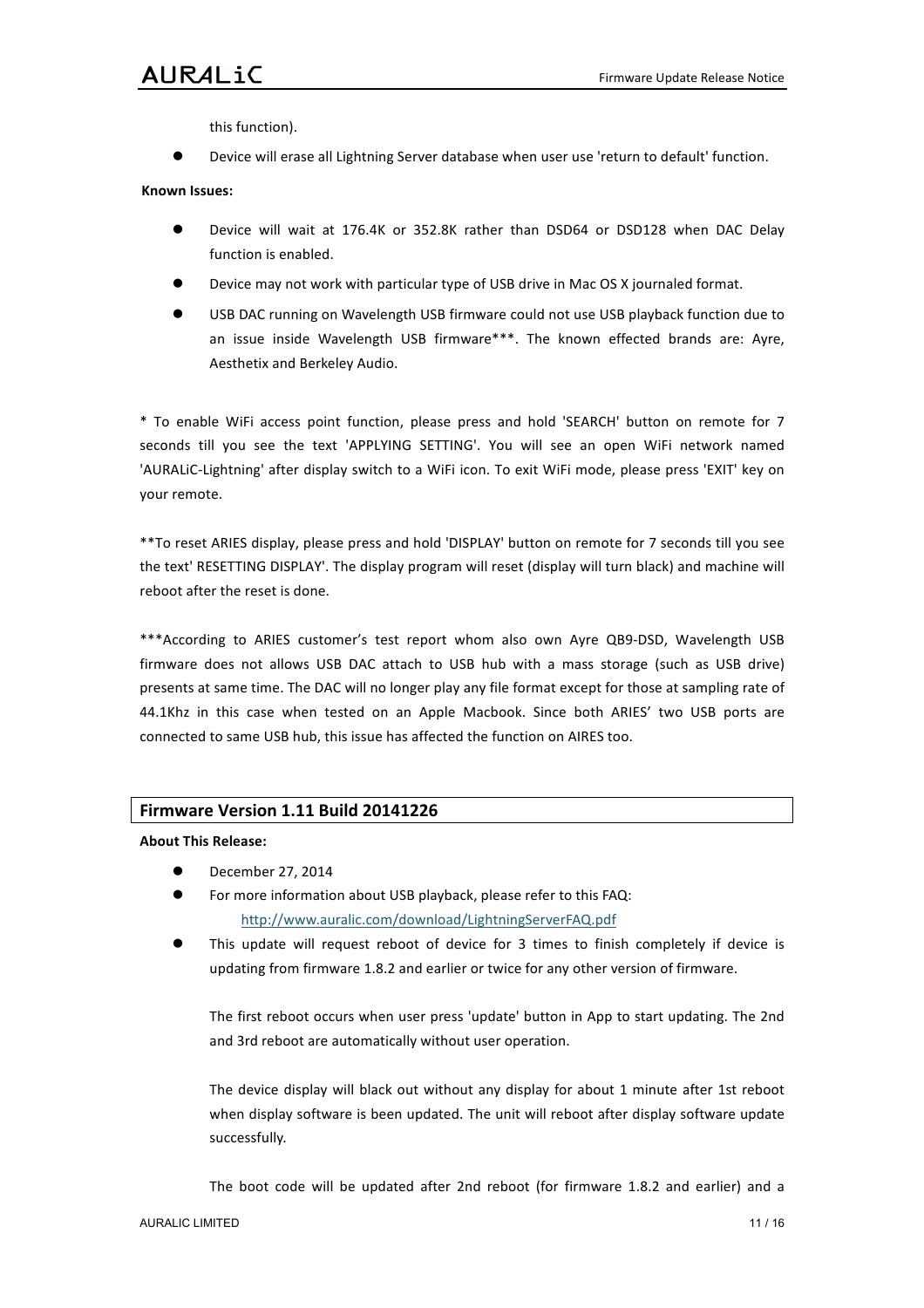this function).

- Device will erase all Lightning Server database when user use 'return to default' function.

**Known Issues:**

- Device will wait at 176.4K or 352.8K rather than DSD64 or DSD128 when DAC Delay function is enabled.
- Device may not work with particular type of USB drive in Mac OS X journaled format.
- USB DAC running on Wavelength USB firmware could not use USB playback function due to an issue inside Wavelength USB firmware***. The known effected brands are: Ayre, Aesthetix and Berkeley Audio.

* To enable WiFi access point function, please press and hold 'SEARCH' button on remote for 7 seconds till you see the text 'APPLYING SETTING'. You will see an open WiFi network named 'AURALiC-Lightning' after display switch to a WiFi icon. To exit WiFi mode, please press 'EXIT' key on your remote.

**To reset ARIES display, please press and hold 'DISPLAY' button on remote for 7 seconds till you see the text' RESETTING DISPLAY'. The display program will reset (display will turn black) and machine will reboot after the reset is done.

***According to ARIES customer's test report whom also own Ayre QB9-DSD, Wavelength USB firmware does not allows USB DAC attach to USB hub with a mass storage (such as USB drive) presents at same time. The DAC will no longer play any file format except for those at sampling rate of 44.1Khz in this case when tested on an Apple Macbook. Since both ARIES' two USB ports are connected to same USB hub, this issue has affected the function on AIRES too.

## Firmware Version 1.11 Build 20141226

**About This Release:**

- December 27, 2014
- For more information about USB playback, please refer to this FAQ:
  http://www.auralic.com/download/LightningServerFAQ.pdf
- This update will request reboot of device for 3 times to finish completely if device is updating from firmware 1.8.2 and earlier or twice for any other version of firmware.

  The first reboot occurs when user press 'update' button in App to start updating. The 2nd and 3rd reboot are automatically without user operation.

  The device display will black out without any display for about 1 minute after 1st reboot when display software is been updated. The unit will reboot after display software update successfully.

  The boot code will be updated after 2nd reboot (for firmware 1.8.2 and earlier) and a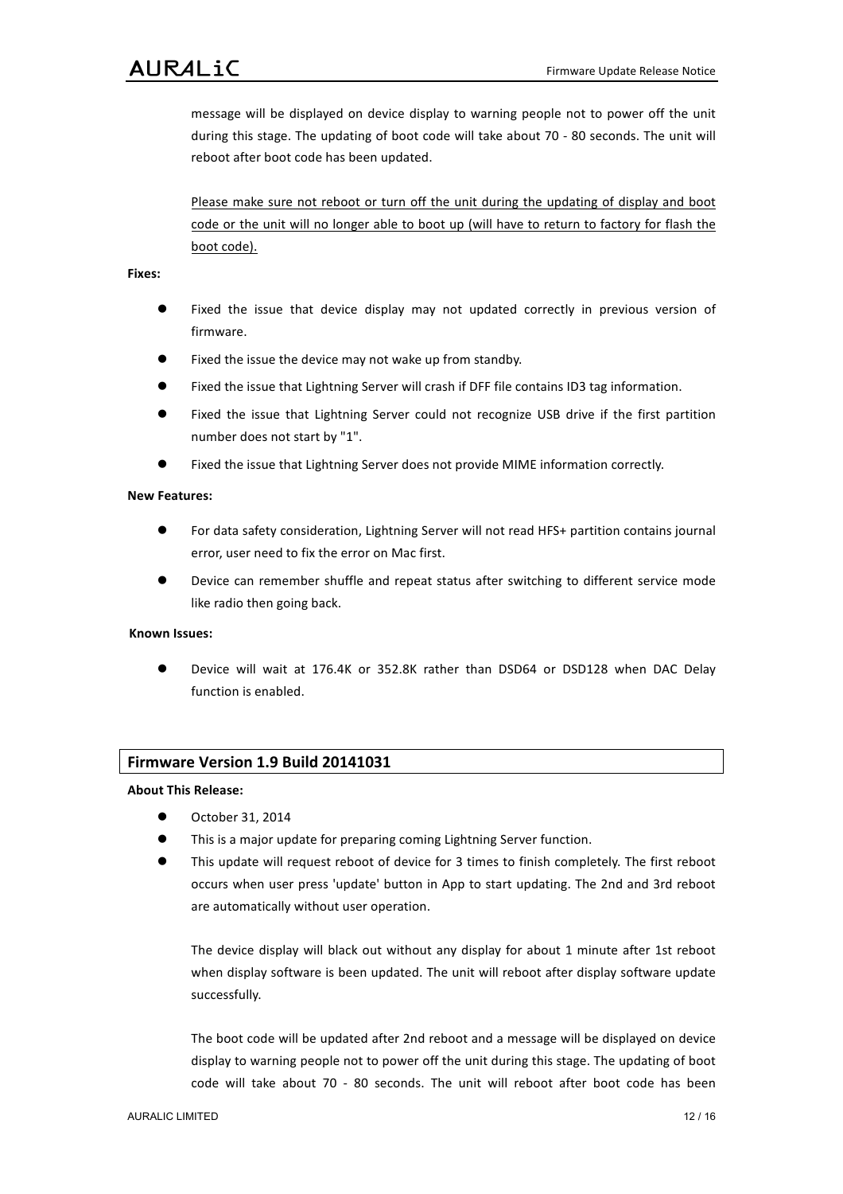message will be displayed on device display to warning people not to power off the unit during this stage. The updating of boot code will take about 70 - 80 seconds. The unit will reboot after boot code has been updated.

<u>Please make sure not reboot or turn off the unit during the updating of display and boot code or the unit will no longer able to boot up (will have to return to factory for flash the boot code).</u>

**Fixes:**

- Fixed the issue that device display may not updated correctly in previous version of firmware.
- Fixed the issue the device may not wake up from standby.
- Fixed the issue that Lightning Server will crash if DFF file contains ID3 tag information.
- Fixed the issue that Lightning Server could not recognize USB drive if the first partition number does not start by "1".
- Fixed the issue that Lightning Server does not provide MIME information correctly.

**New Features:**

- For data safety consideration, Lightning Server will not read HFS+ partition contains journal error, user need to fix the error on Mac first.
- Device can remember shuffle and repeat status after switching to different service mode like radio then going back.

**Known Issues:**

- Device will wait at 176.4K or 352.8K rather than DSD64 or DSD128 when DAC Delay function is enabled.

## Firmware Version 1.9 Build 20141031

**About This Release:**

- October 31, 2014
- This is a major update for preparing coming Lightning Server function.
- This update will request reboot of device for 3 times to finish completely. The first reboot occurs when user press 'update' button in App to start updating. The 2nd and 3rd reboot are automatically without user operation.

  The device display will black out without any display for about 1 minute after 1st reboot when display software is been updated. The unit will reboot after display software update successfully.

  The boot code will be updated after 2nd reboot and a message will be displayed on device display to warning people not to power off the unit during this stage. The updating of boot code will take about 70 - 80 seconds. The unit will reboot after boot code has been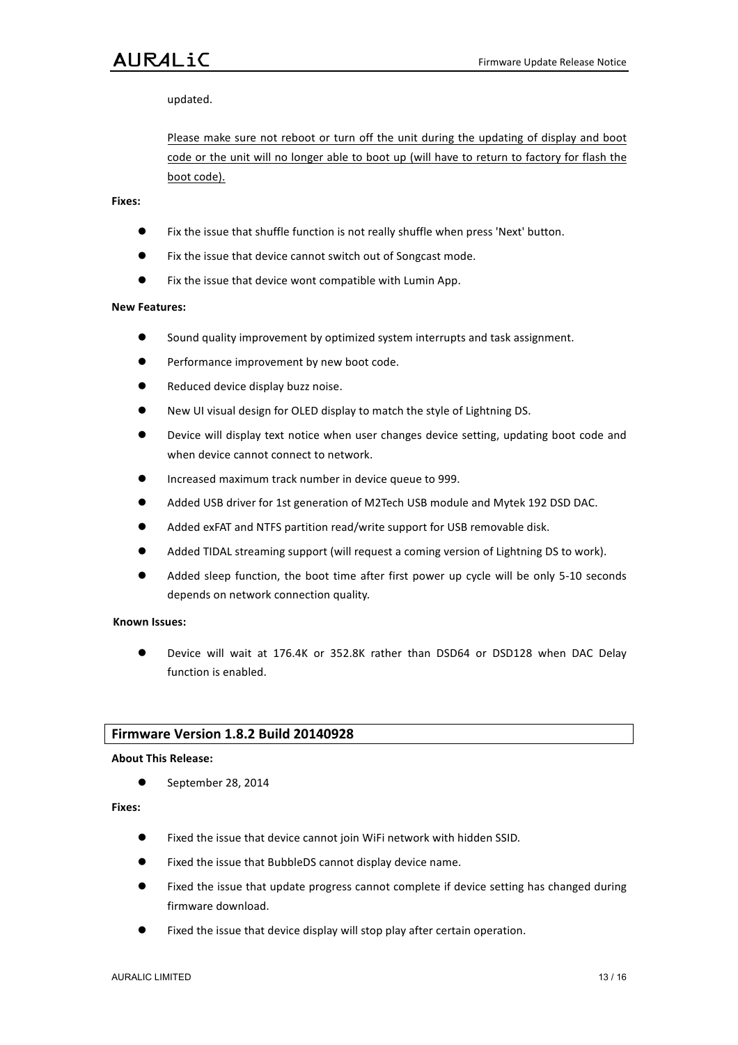updated.

Please make sure not reboot or turn off the unit during the updating of display and boot code or the unit will no longer able to boot up (will have to return to factory for flash the boot code).

**Fixes:**

- Fix the issue that shuffle function is not really shuffle when press 'Next' button.
- Fix the issue that device cannot switch out of Songcast mode.
- Fix the issue that device wont compatible with Lumin App.

**New Features:**

- Sound quality improvement by optimized system interrupts and task assignment.
- Performance improvement by new boot code.
- Reduced device display buzz noise.
- New UI visual design for OLED display to match the style of Lightning DS.
- Device will display text notice when user changes device setting, updating boot code and when device cannot connect to network.
- Increased maximum track number in device queue to 999.
- Added USB driver for 1st generation of M2Tech USB module and Mytek 192 DSD DAC.
- Added exFAT and NTFS partition read/write support for USB removable disk.
- Added TIDAL streaming support (will request a coming version of Lightning DS to work).
- Added sleep function, the boot time after first power up cycle will be only 5-10 seconds depends on network connection quality.

**Known Issues:**

- Device will wait at 176.4K or 352.8K rather than DSD64 or DSD128 when DAC Delay function is enabled.

## Firmware Version 1.8.2 Build 20140928

**About This Release:**

- September 28, 2014

**Fixes:**

- Fixed the issue that device cannot join WiFi network with hidden SSID.
- Fixed the issue that BubbleDS cannot display device name.
- Fixed the issue that update progress cannot complete if device setting has changed during firmware download.
- Fixed the issue that device display will stop play after certain operation.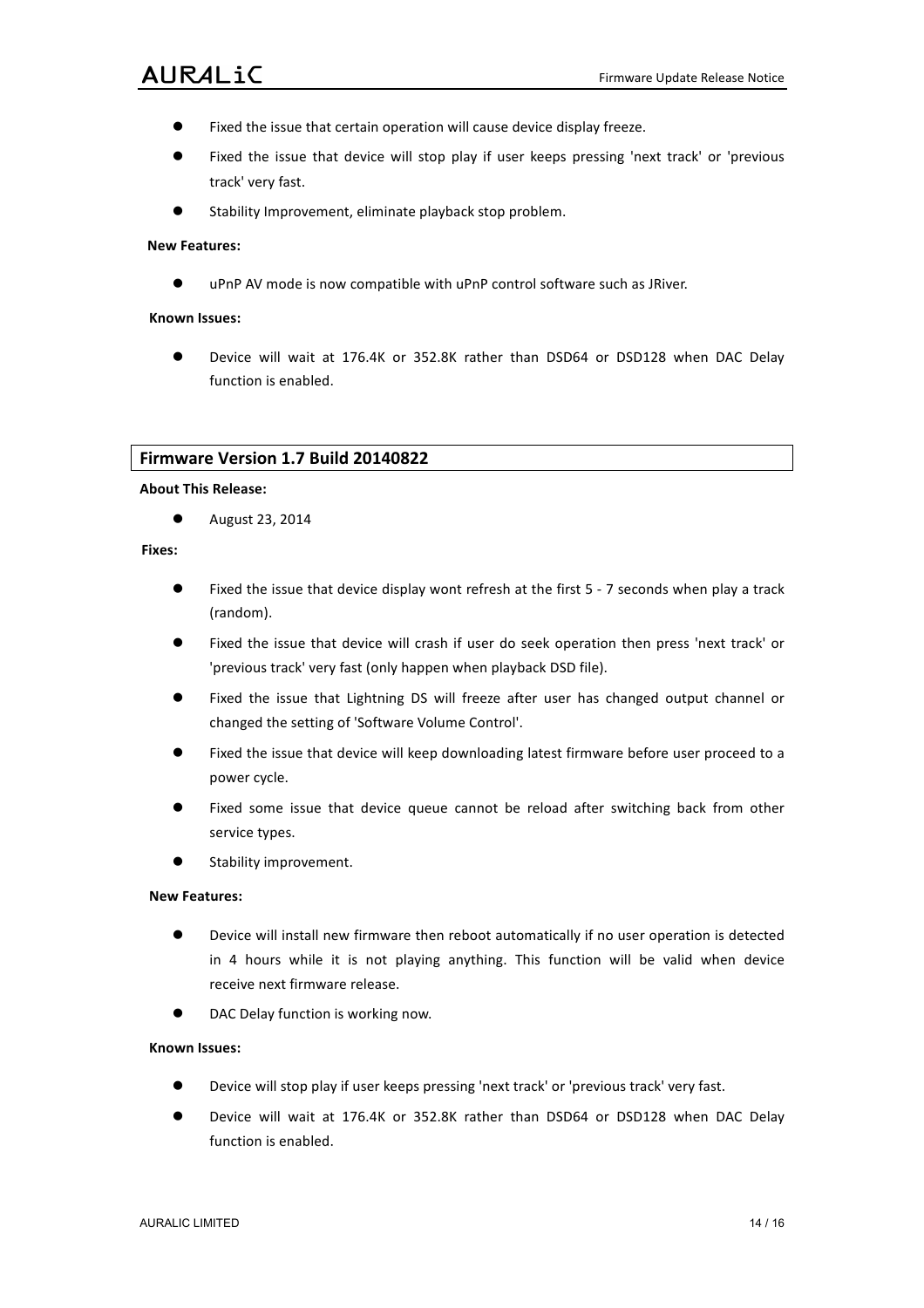- Fixed the issue that certain operation will cause device display freeze.
- Fixed the issue that device will stop play if user keeps pressing 'next track' or 'previous track' very fast.
- Stability Improvement, eliminate playback stop problem.

**New Features:**

- uPnP AV mode is now compatible with uPnP control software such as JRiver.

**Known Issues:**

- Device will wait at 176.4K or 352.8K rather than DSD64 or DSD128 when DAC Delay function is enabled.

## Firmware Version 1.7 Build 20140822

**About This Release:**

- August 23, 2014

**Fixes:**

- Fixed the issue that device display wont refresh at the first 5 - 7 seconds when play a track (random).
- Fixed the issue that device will crash if user do seek operation then press 'next track' or 'previous track' very fast (only happen when playback DSD file).
- Fixed the issue that Lightning DS will freeze after user has changed output channel or changed the setting of 'Software Volume Control'.
- Fixed the issue that device will keep downloading latest firmware before user proceed to a power cycle.
- Fixed some issue that device queue cannot be reload after switching back from other service types.
- Stability improvement.

**New Features:**

- Device will install new firmware then reboot automatically if no user operation is detected in 4 hours while it is not playing anything. This function will be valid when device receive next firmware release.
- DAC Delay function is working now.

**Known Issues:**

- Device will stop play if user keeps pressing 'next track' or 'previous track' very fast.
- Device will wait at 176.4K or 352.8K rather than DSD64 or DSD128 when DAC Delay function is enabled.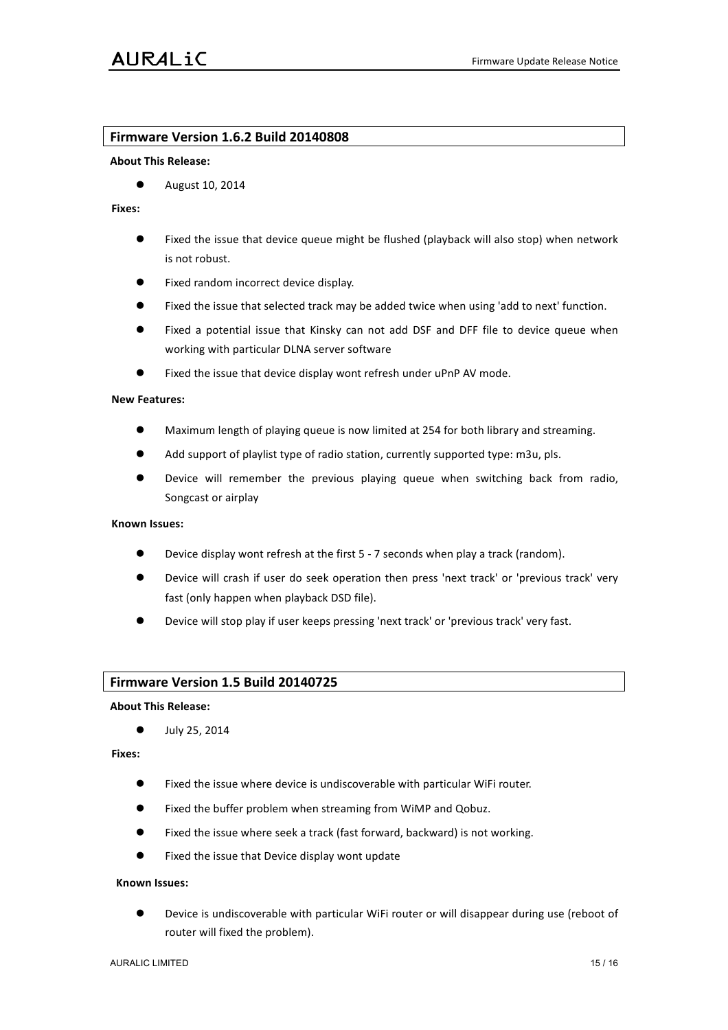## Firmware Version 1.6.2 Build 20140808

**About This Release:**

- August 10, 2014

**Fixes:**

- Fixed the issue that device queue might be flushed (playback will also stop) when network is not robust.
- Fixed random incorrect device display.
- Fixed the issue that selected track may be added twice when using 'add to next' function.
- Fixed a potential issue that Kinsky can not add DSF and DFF file to device queue when working with particular DLNA server software
- Fixed the issue that device display wont refresh under uPnP AV mode.

**New Features:**

- Maximum length of playing queue is now limited at 254 for both library and streaming.
- Add support of playlist type of radio station, currently supported type: m3u, pls.
- Device will remember the previous playing queue when switching back from radio, Songcast or airplay

**Known Issues:**

- Device display wont refresh at the first 5 - 7 seconds when play a track (random).
- Device will crash if user do seek operation then press 'next track' or 'previous track' very fast (only happen when playback DSD file).
- Device will stop play if user keeps pressing 'next track' or 'previous track' very fast.

## Firmware Version 1.5 Build 20140725

**About This Release:**

- July 25, 2014

**Fixes:**

- Fixed the issue where device is undiscoverable with particular WiFi router.
- Fixed the buffer problem when streaming from WiMP and Qobuz.
- Fixed the issue where seek a track (fast forward, backward) is not working.
- Fixed the issue that Device display wont update

**Known Issues:**

- Device is undiscoverable with particular WiFi router or will disappear during use (reboot of router will fixed the problem).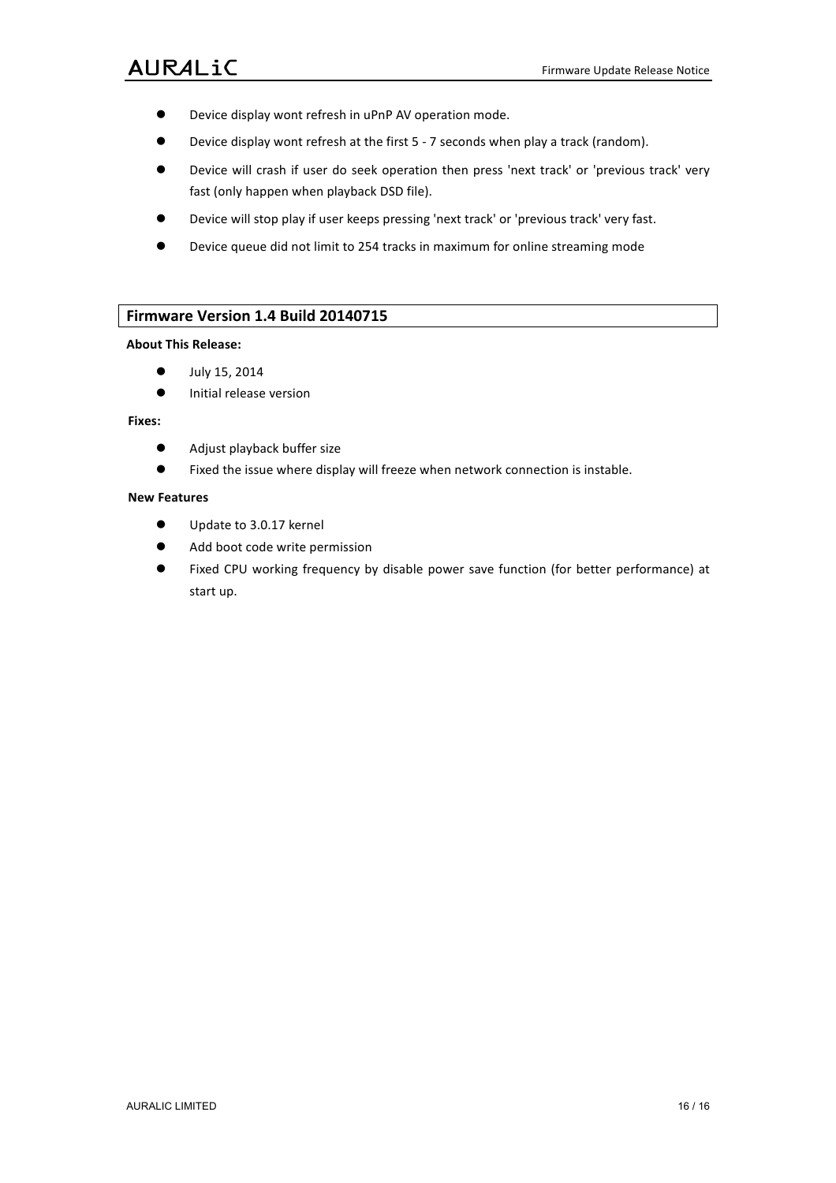- Device display wont refresh in uPnP AV operation mode.
- Device display wont refresh at the first 5 - 7 seconds when play a track (random).
- Device will crash if user do seek operation then press 'next track' or 'previous track' very fast (only happen when playback DSD file).
- Device will stop play if user keeps pressing 'next track' or 'previous track' very fast.
- Device queue did not limit to 254 tracks in maximum for online streaming mode

## Firmware Version 1.4 Build 20140715

**About This Release:**

- July 15, 2014
- Initial release version

**Fixes:**

- Adjust playback buffer size
- Fixed the issue where display will freeze when network connection is instable.

**New Features**

- Update to 3.0.17 kernel
- Add boot code write permission
- Fixed CPU working frequency by disable power save function (for better performance) at start up.